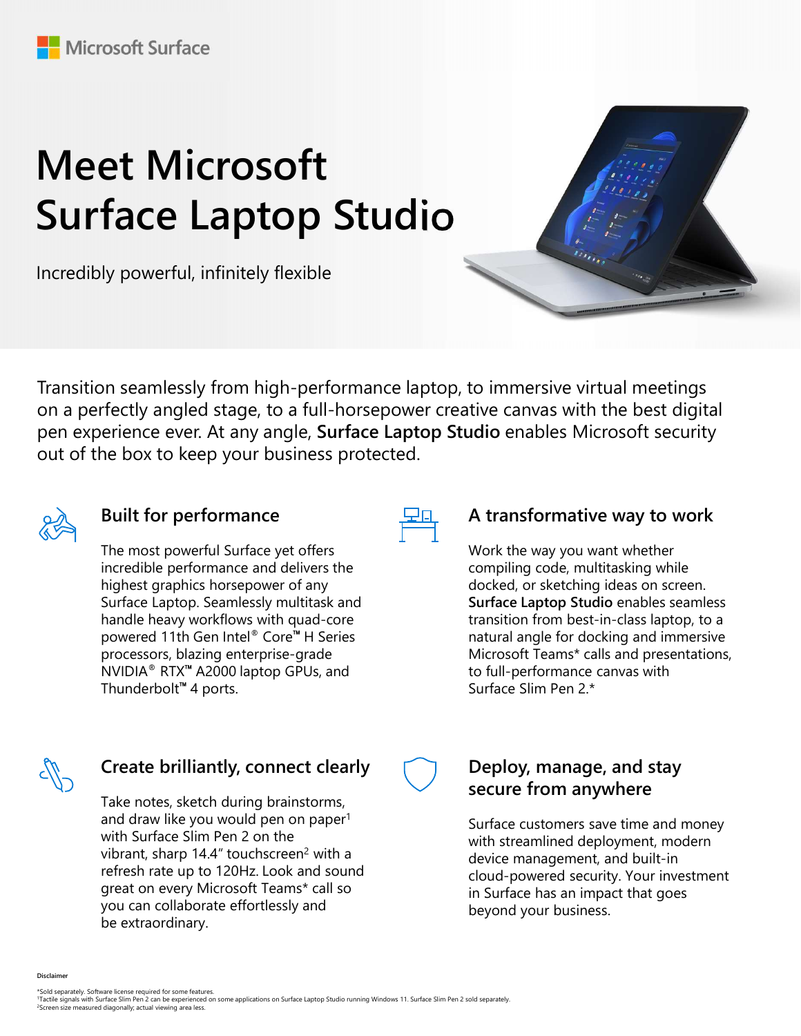Microsoft Surface

# Meet Microsoft Surface Laptop Studio

Incredibly powerful, infinitely flexible

Transition seamlessly from high-performance laptop, to immersive virtual meetings on a perfectly angled stage, to a full-horsepower creative canvas with the best digital pen experience ever. At any angle, **Surface Laptop Studio** enables Microsoft security out of the box to keep your business protected.

## Built for performance

The most powerful Surface yet offers incredible performance and delivers the highest graphics horsepower of any Surface Laptop. Seamlessly multitask and handle heavy workflows with quad-core powered 11th Gen Intel® Core™ H Series processors, blazing enterprise-grade NVIDIA® RTX™ A2000 laptop GPUs, and Thunderbolt™ 4 ports.

## A transformative way to work

Work the way you want whether compiling code, multitasking while docked, or sketching ideas on screen. **Surface Laptop Studio** enables seamless transition from best-in-class laptop, to a natural angle for docking and immersive Microsoft Teams* calls and presentations, to full-performance canvas with Surface Slim Pen 2.*

## Create brilliantly, connect clearly

Take notes, sketch during brainstorms, and draw like you would pen on paper[1] with Surface Slim Pen 2 on the vibrant, sharp 14.4" touchscreen[2] with a refresh rate up to 120Hz. Look and sound great on every Microsoft Teams* call so you can collaborate effortlessly and be extraordinary.

## Deploy, manage, and stay secure from anywhere

Surface customers save time and money with streamlined deployment, modern device management, and built-in cloud-powered security. Your investment in Surface has an impact that goes beyond your business.

**Disclaimer**

*Sold separately. Software license required for some features.
[1]Tactile signals with Surface Slim Pen 2 can be experienced on some applications on Surface Laptop Studio running Windows 11. Surface Slim Pen 2 sold separately.
[2]Screen size measured diagonally; actual viewing area less.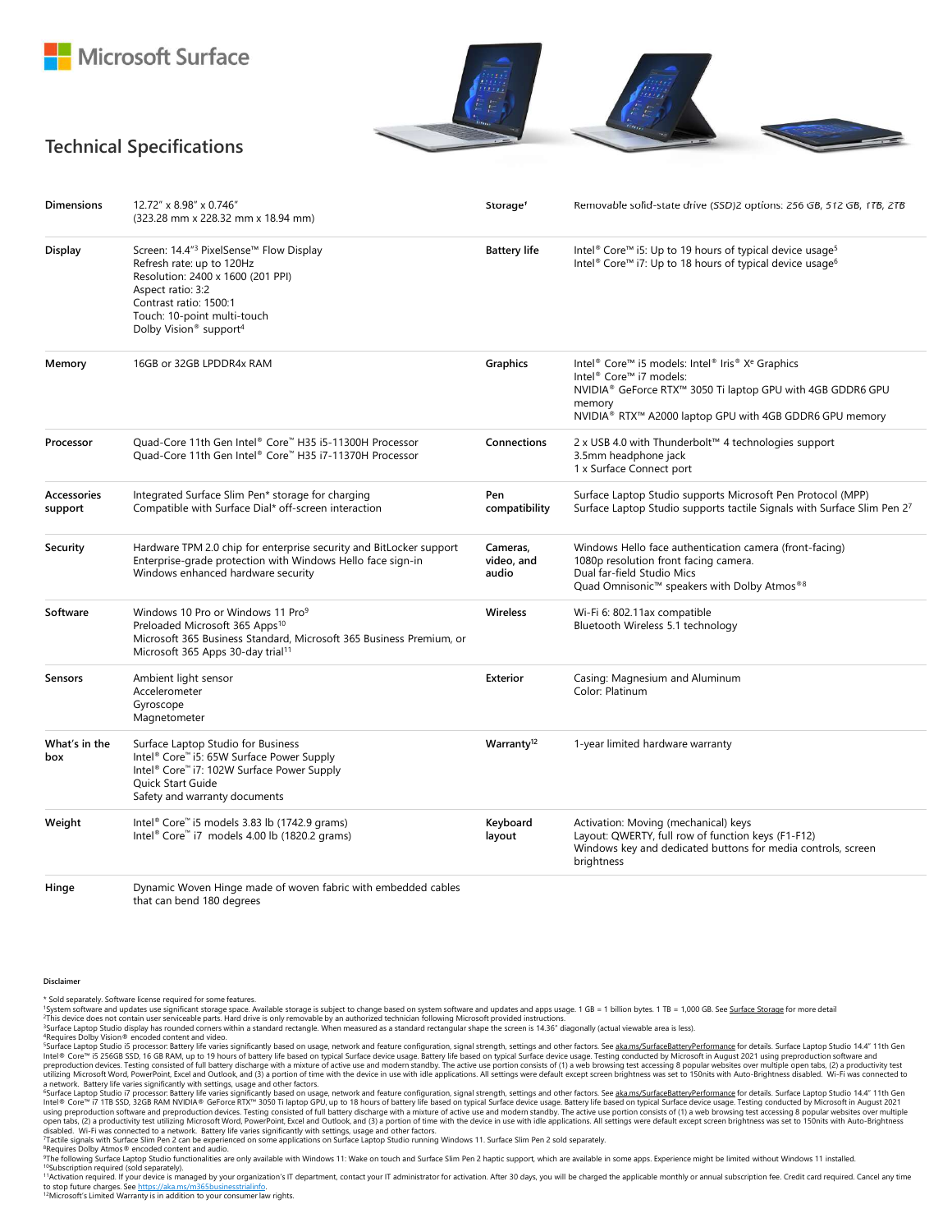# Microsoft Surface

## Technical Specifications

| | | | |
|---|---|---|---|
| **Dimensions** | 12.72" x 8.98" x 0.746"<br>(323.28 mm x 228.32 mm x 18.94 mm) | **Storage[1]** | Removable solid-state drive (SSD)2 options: 256 GB, 512 GB, 1TB, 2TB |
| **Display** | Screen: 14.4"[3] PixelSense™ Flow Display<br>Refresh rate: up to 120Hz<br>Resolution: 2400 x 1600 (201 PPI)<br>Aspect ratio: 3:2<br>Contrast ratio: 1500:1<br>Touch: 10-point multi-touch<br>Dolby Vision® support[4] | **Battery life** | Intel® Core™ i5: Up to 19 hours of typical device usage[5]<br>Intel® Core™ i7: Up to 18 hours of typical device usage[6] |
| **Memory** | 16GB or 32GB LPDDR4x RAM | **Graphics** | Intel® Core™ i5 models: Intel® Iris® Xe Graphics<br>Intel® Core™ i7 models:<br>NVIDIA® GeForce RTX™ 3050 Ti laptop GPU with 4GB GDDR6 GPU memory<br>NVIDIA® RTX™ A2000 laptop GPU with 4GB GDDR6 GPU memory |
| **Processor** | Quad-Core 11th Gen Intel® Core® H35 i5-11300H Processor<br>Quad-Core 11th Gen Intel® Core® H35 i7-11370H Processor | **Connections** | 2 x USB 4.0 with Thunderbolt™ 4 technologies support<br>3.5mm headphone jack<br>1 x Surface Connect port |
| **Accessories support** | Integrated Surface Slim Pen* storage for charging<br>Compatible with Surface Dial* off-screen interaction | **Pen compatibility** | Surface Laptop Studio supports Microsoft Pen Protocol (MPP)<br>Surface Laptop Studio supports tactile Signals with Surface Slim Pen 2[7] |
| **Security** | Hardware TPM 2.0 chip for enterprise security and BitLocker support<br>Enterprise-grade protection with Windows Hello face sign-in<br>Windows enhanced hardware security | **Cameras, video, and audio** | Windows Hello face authentication camera (front-facing)<br>1080p resolution front facing camera.<br>Dual far-field Studio Mics<br>Quad Omnisonic™ speakers with Dolby Atmos®[8] |
| **Software** | Windows 10 Pro or Windows 11 Pro[9]<br>Preloaded Microsoft 365 Apps[10]<br>Microsoft 365 Business Standard, Microsoft 365 Business Premium, or Microsoft 365 Apps 30-day trial[11] | **Wireless** | Wi-Fi 6: 802.11ax compatible<br>Bluetooth Wireless 5.1 technology |
| **Sensors** | Ambient light sensor<br>Accelerometer<br>Gyroscope<br>Magnetometer | **Exterior** | Casing: Magnesium and Aluminum<br>Color: Platinum |
| **What's in the box** | Surface Laptop Studio for Business<br>Intel® Core™ i5: 65W Surface Power Supply<br>Intel® Core™ i7: 102W Surface Power Supply<br>Quick Start Guide<br>Safety and warranty documents | **Warranty[12]** | 1-year limited hardware warranty |
| **Weight** | Intel® Core™ i5 models 3.83 lb (1742.9 grams)<br>Intel® Core™ i7 models 4.00 lb (1820.2 grams) | **Keyboard layout** | Activation: Moving (mechanical) keys<br>Layout: QWERTY, full row of function keys (F1-F12)<br>Windows key and dedicated buttons for media controls, screen brightness |
| **Hinge** | Dynamic Woven Hinge made of woven fabric with embedded cables that can bend 180 degrees | | |

**Disclaimer**

* Sold separately. Software license required for some features.
[1]System software and updates use significant storage space. Available storage is subject to change based on system software and updates and apps usage. 1 GB = 1 billion bytes. 1 TB = 1,000 GB. See Surface Storage for more detail
[2]This device does not contain user serviceable parts. Hard drive is only removable by an authorized technician following Microsoft provided instructions.
[3]Surface Laptop Studio display has rounded corners within a standard rectangle. When measured as a standard rectangular shape the screen is 14.36" diagonally (actual viewable area is less).
[4]Requires Dolby Vision® encoded content and video.
[5]Surface Laptop Studio i5 processor: Battery life varies significantly based on usage, network and feature configuration, signal strength, settings and other factors. See aka.ms/SurfaceBatteryPerformance for details. Surface Laptop Studio 14.4" 11th Gen Intel® Core™ i5 256GB SSD, 16 GB RAM, up to 19 hours of battery life based on typical Surface device usage. Battery life based on typical Surface device usage. Testing conducted by Microsoft in August 2021 using preproduction software and preproduction devices. Testing consisted of full battery discharge with a mixture of active use and modern standby. The active use portion consists of (1) a web browsing test accessing 8 popular websites over multiple open tabs, (2) a productivity test utilizing Microsoft Word, PowerPoint, Excel and Outlook, and (3) a portion of time with the device in use with idle applications. All settings were default except screen brightness was set to 150nits with Auto-Brightness disabled. Wi-Fi was connected to a network. Battery life varies significantly with settings, usage and other factors.
[6]Surface Laptop Studio i7 processor: Battery life varies significantly based on usage, network and feature configuration, signal strength, settings and other factors. See aka.ms/SurfaceBatteryPerformance for details. Surface Laptop Studio 14.4" 11th Gen Intel® Core™ i7 1TB SSD, 32GB RAM NVIDIA® GeForce RTX™ 3050 Ti laptop GPU, up to 18 hours of battery life based on typical Surface device usage. Battery life based on typical Surface device usage. Testing conducted by Microsoft in August 2021 using preproduction software and preproduction devices. Testing consisted of full battery discharge with a mixture of active use and modern standby. The active use portion consists of (1) a web browsing test accessing 8 popular websites over multiple open tabs, (2) a productivity test utilizing Microsoft Word, PowerPoint, Excel and Outlook, and (3) a portion of time with the device in use with idle applications. All settings were default except screen brightness was set to 150nits with Auto-Brightness disabled. Wi-Fi was connected to a network. Battery life varies significantly with settings, usage and other factors.
[7]Tactile signals with Surface Slim Pen 2 can be experienced on some applications on Surface Laptop Studio running Windows 11. Surface Slim Pen 2 sold separately.
[8]Requires Dolby Atmos® encoded content and audio.
[9]The following Surface Laptop Studio functionalities are only available with Windows 11: Wake on touch and Surface Slim Pen 2 haptic support, which are available in some apps. Experience might be limited without Windows 11 installed.
[10]Subscription required (sold separately).
[11]Activation required. If your device is managed by your organization's IT department, contact your IT administrator for activation. After 30 days, you will be charged the applicable monthly or annual subscription fee. Credit card required. Cancel any time to stop future charges. See https://aka.ms/m365businesstrialinfo.
[12]Microsoft's Limited Warranty is in addition to your consumer law rights.